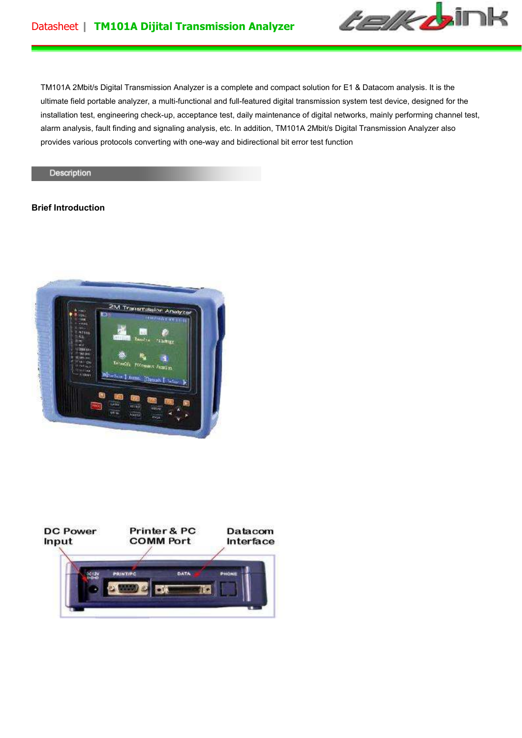TM101A 2Mbit/s Digital Transmission Analyzer is a complete and compact solution for E1 & Datacom analysis. It is the ultimate field portable analyzer, a multi-functional and full-featured digital transmission system test device, designed for the installation test, engineering check-up, acceptance test, daily maintenance of digital networks, mainly performing channel test, alarm analysis, fault finding and signaling analysis, etc. In addition, TM101A 2Mbit/s Digital Transmission Analyzer also provides various protocols converting with one-way and bidirectional bit error test function

## Description

### Brief Introduction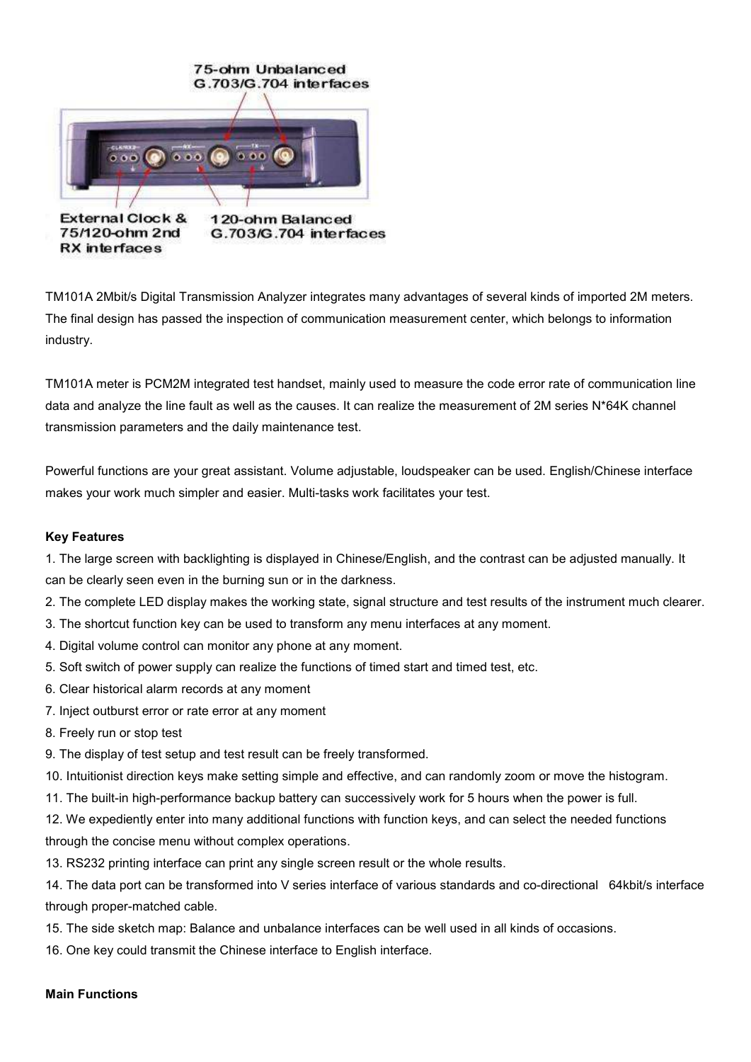TM101A 2Mbit/s Digital Transmission Analyzer integrates many advantages of several kinds of imported 2M meters. The final design has passed the inspection of communication measurement center, which belongs to information industry.

TM101A meter is PCM2M integrated test handset, mainly used to measure the code error rate of communication line data and analyze the line fault as well as the causes. It can realize the measurement of 2M series N*64K channel transmission parameters and the daily maintenance test.

Powerful functions are your great assistant. Volume adjustable, loudspeaker can be used. English/Chinese interface makes your work much simpler and easier. Multi-tasks work facilitates your test.

**Key Features**

1. The large screen with backlighting is displayed in Chinese/English, and the contrast can be adjusted manually. It can be clearly seen even in the burning sun or in the darkness.
2. The complete LED display makes the working state, signal structure and test results of the instrument much clearer.
3. The shortcut function key can be used to transform any menu interfaces at any moment.
4. Digital volume control can monitor any phone at any moment.
5. Soft switch of power supply can realize the functions of timed start and timed test, etc.
6. Clear historical alarm records at any moment
7. Inject outburst error or rate error at any moment
8. Freely run or stop test
9. The display of test setup and test result can be freely transformed.
10. Intuitionist direction keys make setting simple and effective, and can randomly zoom or move the histogram.
11. The built-in high-performance backup battery can successively work for 5 hours when the power is full.
12. We expediently enter into many additional functions with function keys, and can select the needed functions through the concise menu without complex operations.
13. RS232 printing interface can print any single screen result or the whole results.
14. The data port can be transformed into V series interface of various standards and co-directional 64kbit/s interface through proper-matched cable.
15. The side sketch map: Balance and unbalance interfaces can be well used in all kinds of occasions.
16. One key could transmit the Chinese interface to English interface.

**Main Functions**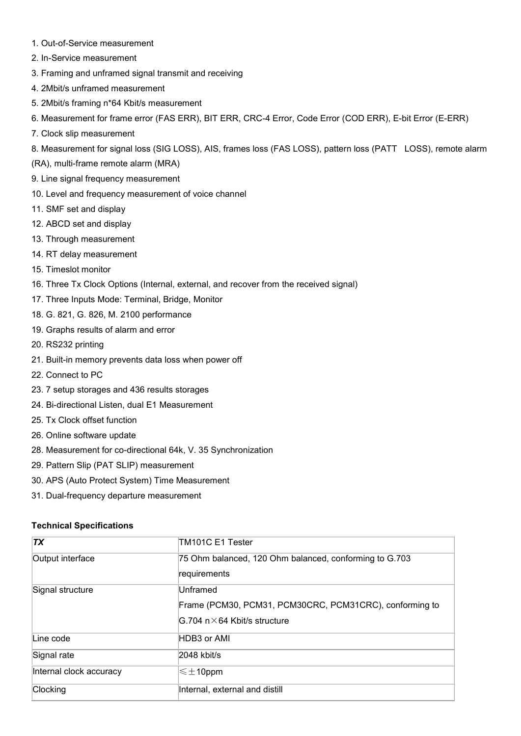1. Out-of-Service measurement
2. In-Service measurement
3. Framing and unframed signal transmit and receiving
4. 2Mbit/s unframed measurement
5. 2Mbit/s framing n*64 Kbit/s measurement
6. Measurement for frame error (FAS ERR), BIT ERR, CRC-4 Error, Code Error (COD ERR), E-bit Error (E-ERR)
7. Clock slip measurement
8. Measurement for signal loss (SIG LOSS), AIS, frames loss (FAS LOSS), pattern loss (PATT LOSS), remote alarm (RA), multi-frame remote alarm (MRA)
9. Line signal frequency measurement
10. Level and frequency measurement of voice channel
11. SMF set and display
12. ABCD set and display
13. Through measurement
14. RT delay measurement
15. Timeslot monitor
16. Three Tx Clock Options (Internal, external, and recover from the received signal)
17. Three Inputs Mode: Terminal, Bridge, Monitor
18. G. 821, G. 826, M. 2100 performance
19. Graphs results of alarm and error
20. RS232 printing
21. Built-in memory prevents data loss when power off
22. Connect to PC
23. 7 setup storages and 436 results storages
24. Bi-directional Listen, dual E1 Measurement
25. Tx Clock offset function
26. Online software update
28. Measurement for co-directional 64k, V. 35 Synchronization
29. Pattern Slip (PAT SLIP) measurement
30. APS (Auto Protect System) Time Measurement
31. Dual-frequency departure measurement

**Technical Specifications**

| ***TX*** | TM101C E1 Tester |
|---|---|
| Output interface | 75 Ohm balanced, 120 Ohm balanced, conforming to G.703 requirements |
| Signal structure | Unframed<br>Frame (PCM30, PCM31, PCM30CRC, PCM31CRC), conforming to G.704 n×64 Kbit/s structure |
| Line code | HDB3 or AMI |
| Signal rate | 2048 kbit/s |
| Internal clock accuracy | ≤±10ppm |
| Clocking | Internal, external and distill |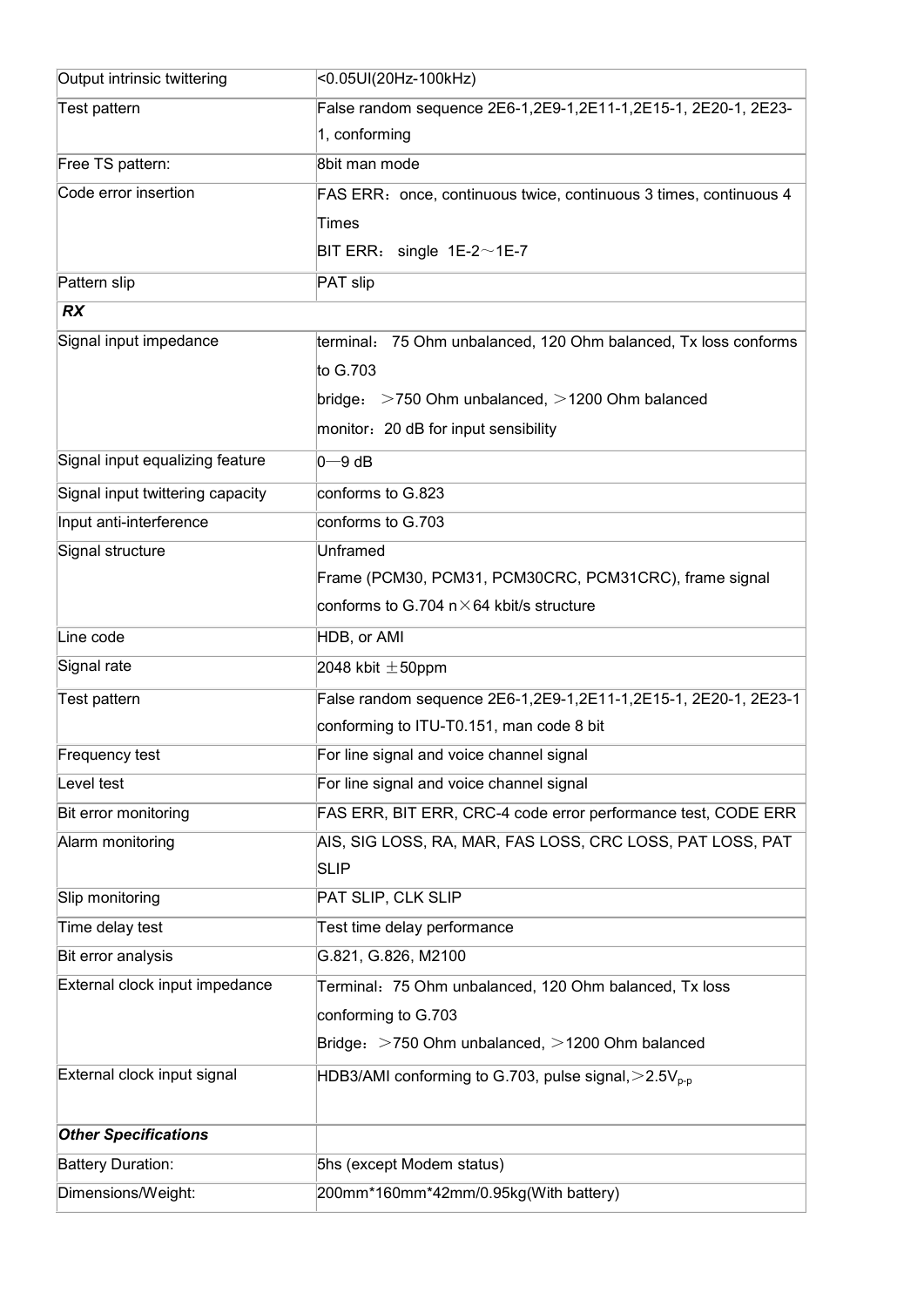| Output intrinsic twittering | <0.05UI(20Hz-100kHz) |
|---|---|
| Test pattern | False random sequence 2E6-1,2E9-1,2E11-1,2E15-1, 2E20-1, 2E23-1, conforming |
| Free TS pattern: | 8bit man mode |
| Code error insertion | FAS ERR：once, continuous twice, continuous 3 times, continuous 4 Times<br>BIT ERR： single 1E-2～1E-7 |
| Pattern slip | PAT slip |
| ***RX*** | |
| Signal input impedance | terminal： 75 Ohm unbalanced, 120 Ohm balanced, Tx loss conforms to G.703<br>bridge： ＞750 Ohm unbalanced, ＞1200 Ohm balanced<br>monitor：20 dB for input sensibility |
| Signal input equalizing feature | 0—9 dB |
| Signal input twittering capacity | conforms to G.823 |
| Input anti-interference | conforms to G.703 |
| Signal structure | Unframed<br>Frame (PCM30, PCM31, PCM30CRC, PCM31CRC), frame signal conforms to G.704 n×64 kbit/s structure |
| Line code | HDB, or AMI |
| Signal rate | 2048 kbit ±50ppm |
| Test pattern | False random sequence 2E6-1,2E9-1,2E11-1,2E15-1, 2E20-1, 2E23-1 conforming to ITU-T0.151, man code 8 bit |
| Frequency test | For line signal and voice channel signal |
| Level test | For line signal and voice channel signal |
| Bit error monitoring | FAS ERR, BIT ERR, CRC-4 code error performance test, CODE ERR |
| Alarm monitoring | AIS, SIG LOSS, RA, MAR, FAS LOSS, CRC LOSS, PAT LOSS, PAT SLIP |
| Slip monitoring | PAT SLIP, CLK SLIP |
| Time delay test | Test time delay performance |
| Bit error analysis | G.821, G.826, M2100 |
| External clock input impedance | Terminal：75 Ohm unbalanced, 120 Ohm balanced, Tx loss conforming to G.703<br>Bridge：＞750 Ohm unbalanced, ＞1200 Ohm balanced |
| External clock input signal | HDB3/AMI conforming to G.703, pulse signal,＞2.5$V_{p-p}$ |
| ***Other Specifications*** | |
| Battery Duration: | 5hs (except Modem status) |
| Dimensions/Weight: | 200mm*160mm*42mm/0.95kg(With battery) |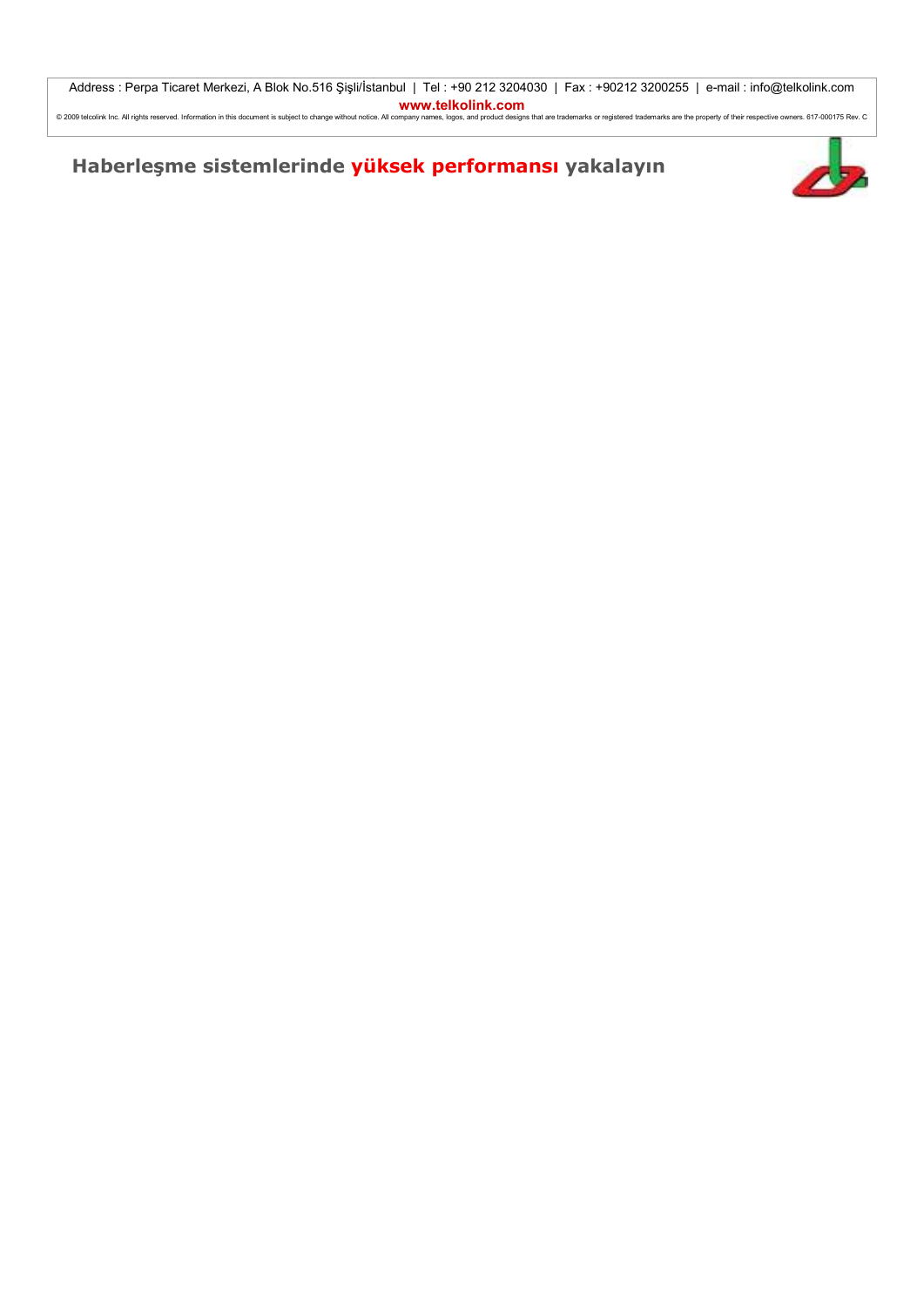Address : Perpa Ticaret Merkezi, A Blok No.516 Şişli/İstanbul | Tel : +90 212 3204030 | Fax : +90212 3200255 | e-mail : info@telkolink.com

**www.telkolink.com**

© 2009 telcolink Inc. All rights reserved. Information in this document is subject to change without notice. All company names, logos, and product designs that are trademarks or registered trademarks are the property of their respective owners. 617-000175 Rev. C

**Haberleşme sistemlerinde yüksek performansı yakalayın**